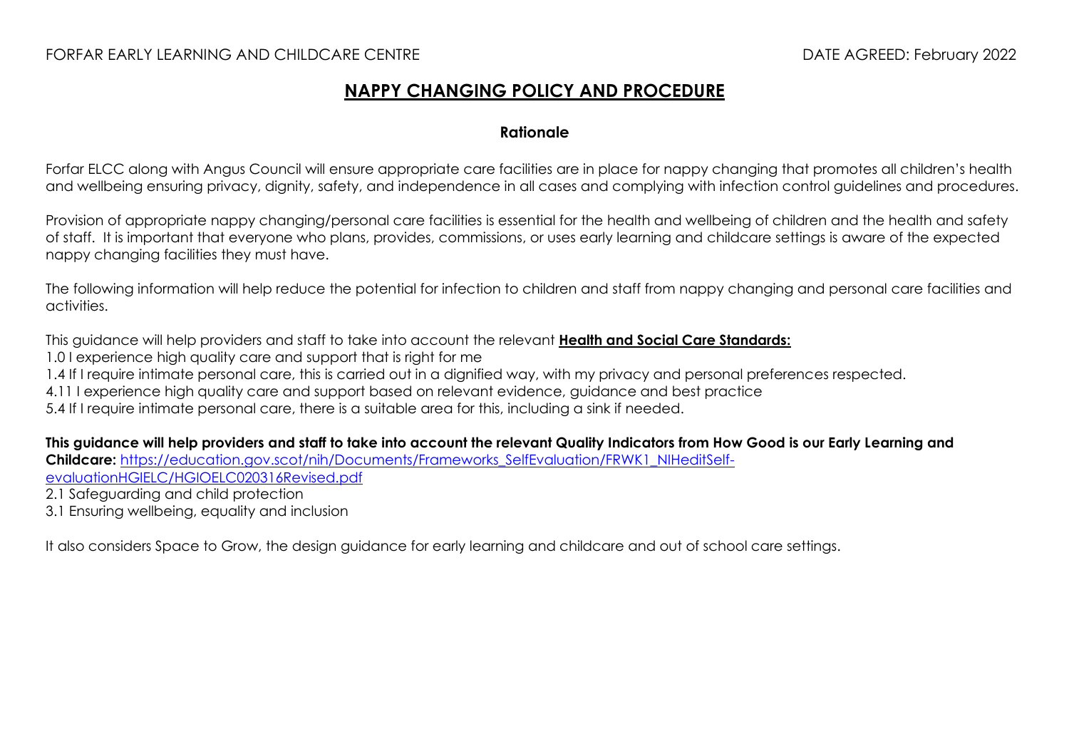FORFAR EARLY LEARNING AND CHILDCARE CENTRE DATE AGREED: February 2022

# NAPPY CHANGING POLICY AND PROCEDURE

## Rationale

Forfar ELCC along with Angus Council will ensure appropriate care facilities are in place for nappy changing that promotes all children's health and wellbeing ensuring privacy, dignity, safety, and independence in all cases and complying with infection control guidelines and procedures.

Provision of appropriate nappy changing/personal care facilities is essential for the health and wellbeing of children and the health and safety of staff. It is important that everyone who plans, provides, commissions, or uses early learning and childcare settings is aware of the expected nappy changing facilities they must have.

The following information will help reduce the potential for infection to children and staff from nappy changing and personal care facilities and activities.

This guidance will help providers and staff to take into account the relevant **Health and Social Care Standards:**

1.0 I experience high quality care and support that is right for me
1.4 If I require intimate personal care, this is carried out in a dignified way, with my privacy and personal preferences respected.
4.11 I experience high quality care and support based on relevant evidence, guidance and best practice
5.4 If I require intimate personal care, there is a suitable area for this, including a sink if needed.

**This guidance will help providers and staff to take into account the relevant Quality Indicators from How Good is our Early Learning and Childcare:** https://education.gov.scot/nih/Documents/Frameworks_SelfEvaluation/FRWK1_NIHeditSelf-evaluationHGIELC/HGIOELC020316Revised.pdf

2.1 Safeguarding and child protection
3.1 Ensuring wellbeing, equality and inclusion

It also considers Space to Grow, the design guidance for early learning and childcare and out of school care settings.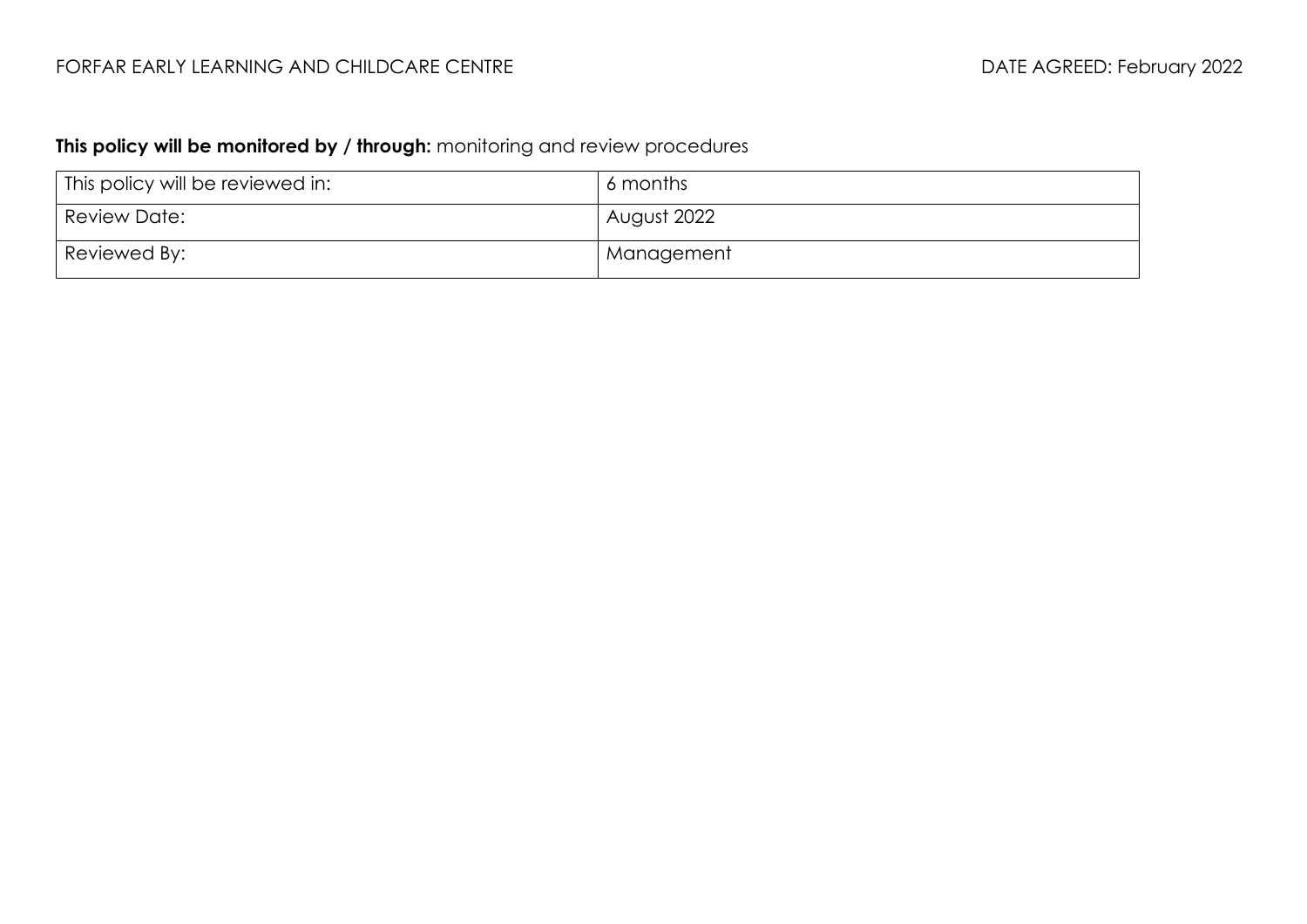**This policy will be monitored by / through:** monitoring and review procedures

| This policy will be reviewed in: | 6 months |
|---|---|
| Review Date: | August 2022 |
| Reviewed By: | Management |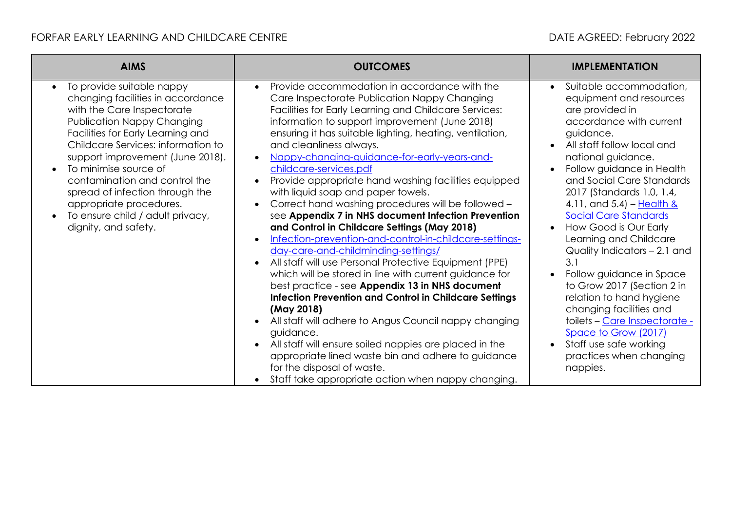FORFAR EARLY LEARNING AND CHILDCARE CENTRE

DATE AGREED: February 2022

| AIMS | OUTCOMES | IMPLEMENTATION |
|---|---|---|
| • To provide suitable nappy changing facilities in accordance with the Care Inspectorate Publication Nappy Changing Facilities for Early Learning and Childcare Services: information to support improvement (June 2018).<br>• To minimise source of contamination and control the spread of infection through the appropriate procedures.<br>• To ensure child / adult privacy, dignity, and safety. | • Provide accommodation in accordance with the Care Inspectorate Publication Nappy Changing Facilities for Early Learning and Childcare Services: information to support improvement (June 2018) ensuring it has suitable lighting, heating, ventilation, and cleanliness always.<br>• Nappy-changing-guidance-for-early-years-and-childcare-services.pdf<br>• Provide appropriate hand washing facilities equipped with liquid soap and paper towels.<br>• Correct hand washing procedures will be followed – see **Appendix 7 in NHS document Infection Prevention and Control in Childcare Settings (May 2018)**<br>• Infection-prevention-and-control-in-childcare-settings-day-care-and-childminding-settings/<br>• All staff will use Personal Protective Equipment (PPE) which will be stored in line with current guidance for best practice - see **Appendix 13 in NHS document Infection Prevention and Control in Childcare Settings (May 2018)**<br>• All staff will adhere to Angus Council nappy changing guidance.<br>• All staff will ensure soiled nappies are placed in the appropriate lined waste bin and adhere to guidance for the disposal of waste.<br>• Staff take appropriate action when nappy changing. | • Suitable accommodation, equipment and resources are provided in accordance with current guidance.<br>• All staff follow local and national guidance.<br>• Follow guidance in Health and Social Care Standards 2017 (Standards 1.0, 1.4, 4.11, and 5.4) – Health & Social Care Standards<br>• How Good is Our Early Learning and Childcare Quality Indicators – 2.1 and 3.1<br>• Follow guidance in Space to Grow 2017 (Section 2 in relation to hand hygiene changing facilities and toilets – Care Inspectorate - Space to Grow (2017)<br>• Staff use safe working practices when changing nappies. |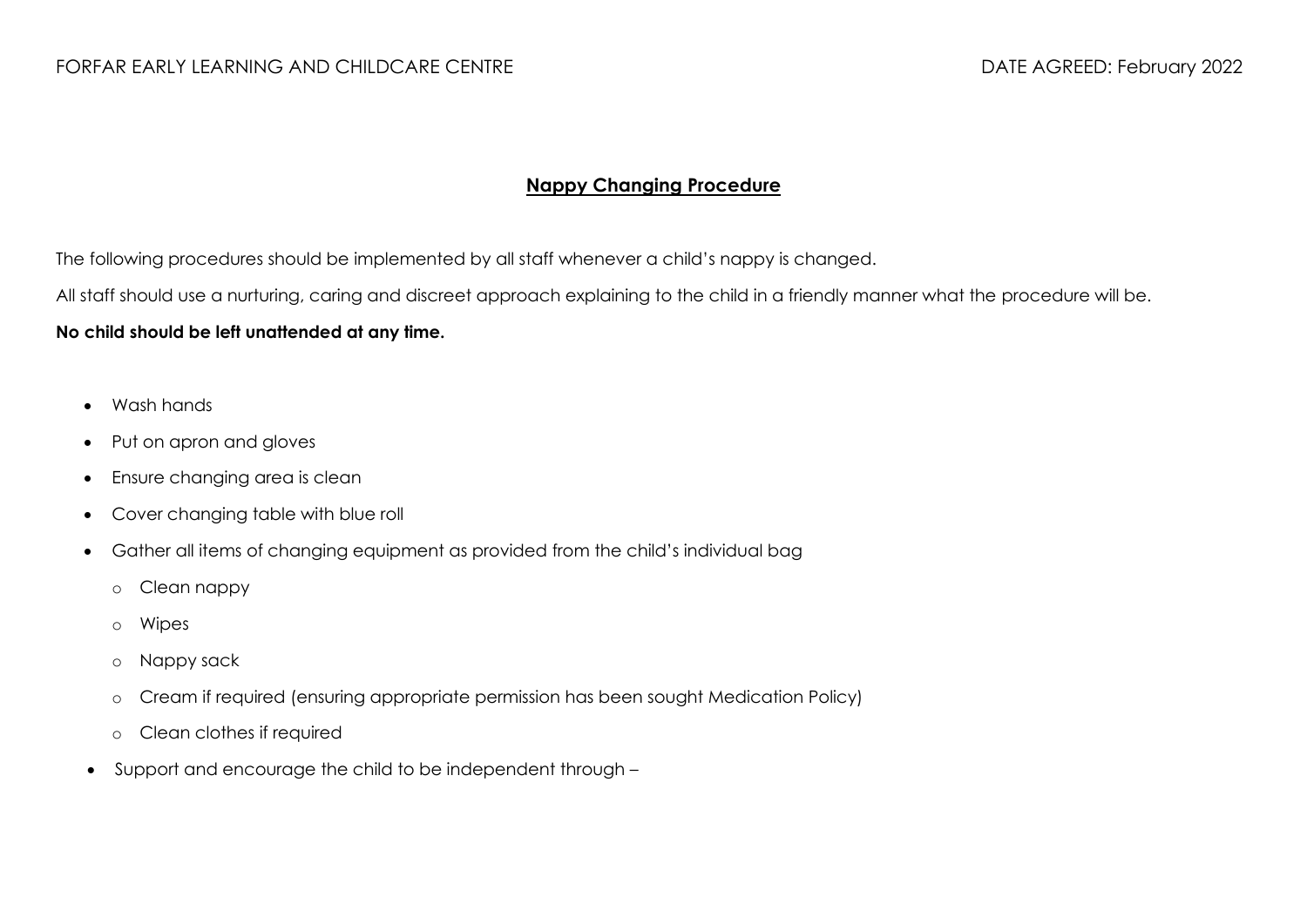## Nappy Changing Procedure

The following procedures should be implemented by all staff whenever a child's nappy is changed.

All staff should use a nurturing, caring and discreet approach explaining to the child in a friendly manner what the procedure will be.

**No child should be left unattended at any time.**

- Wash hands
- Put on apron and gloves
- Ensure changing area is clean
- Cover changing table with blue roll
- Gather all items of changing equipment as provided from the child's individual bag
  - Clean nappy
  - Wipes
  - Nappy sack
  - Cream if required (ensuring appropriate permission has been sought Medication Policy)
  - Clean clothes if required
- Support and encourage the child to be independent through –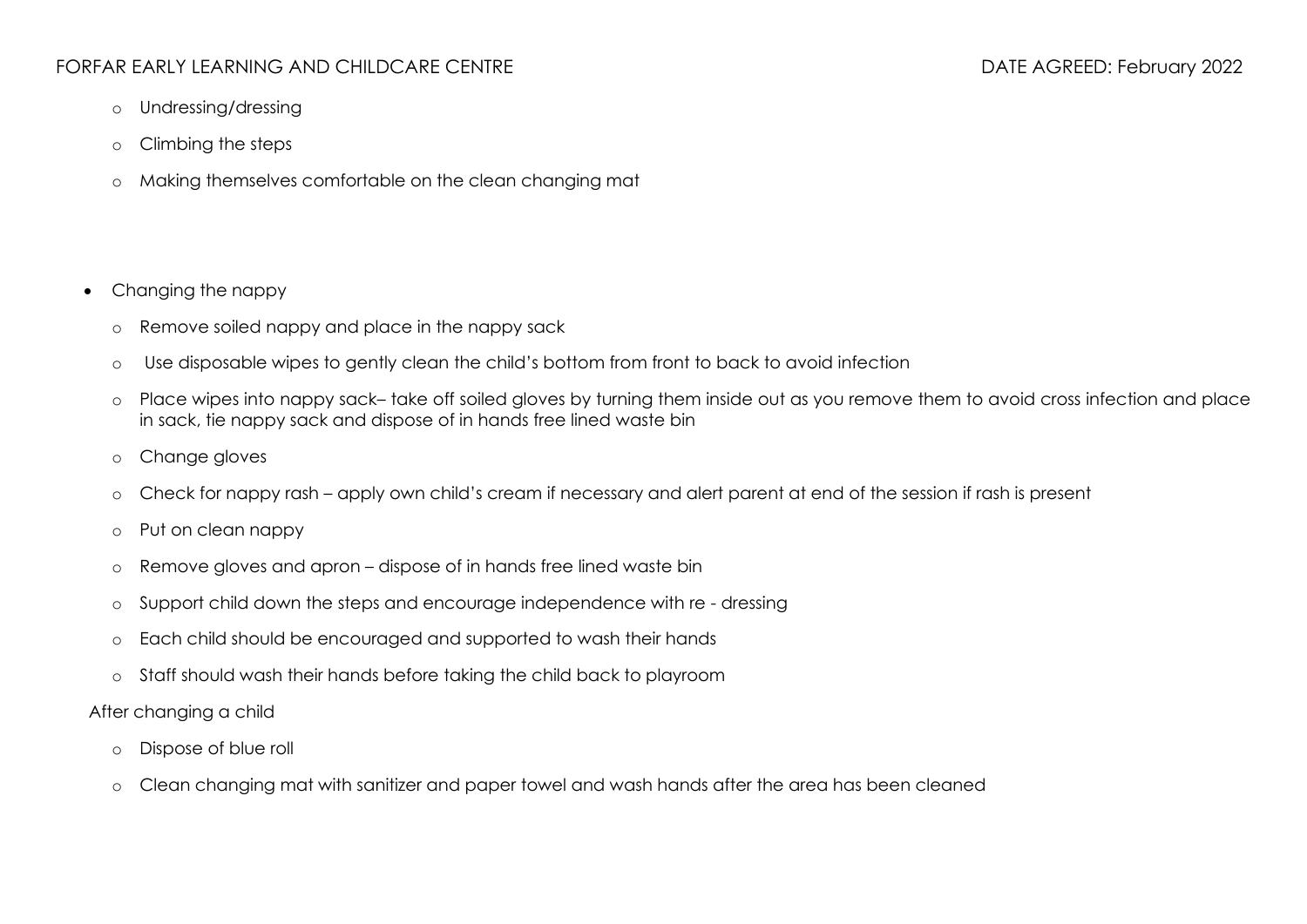- Undressing/dressing
  - Climbing the steps
  - Making themselves comfortable on the clean changing mat

- Changing the nappy
  - Remove soiled nappy and place in the nappy sack
  - Use disposable wipes to gently clean the child's bottom from front to back to avoid infection
  - Place wipes into nappy sack– take off soiled gloves by turning them inside out as you remove them to avoid cross infection and place in sack, tie nappy sack and dispose of in hands free lined waste bin
  - Change gloves
  - Check for nappy rash – apply own child's cream if necessary and alert parent at end of the session if rash is present
  - Put on clean nappy
  - Remove gloves and apron – dispose of in hands free lined waste bin
  - Support child down the steps and encourage independence with re - dressing
  - Each child should be encouraged and supported to wash their hands
  - Staff should wash their hands before taking the child back to playroom

After changing a child

  - Dispose of blue roll
  - Clean changing mat with sanitizer and paper towel and wash hands after the area has been cleaned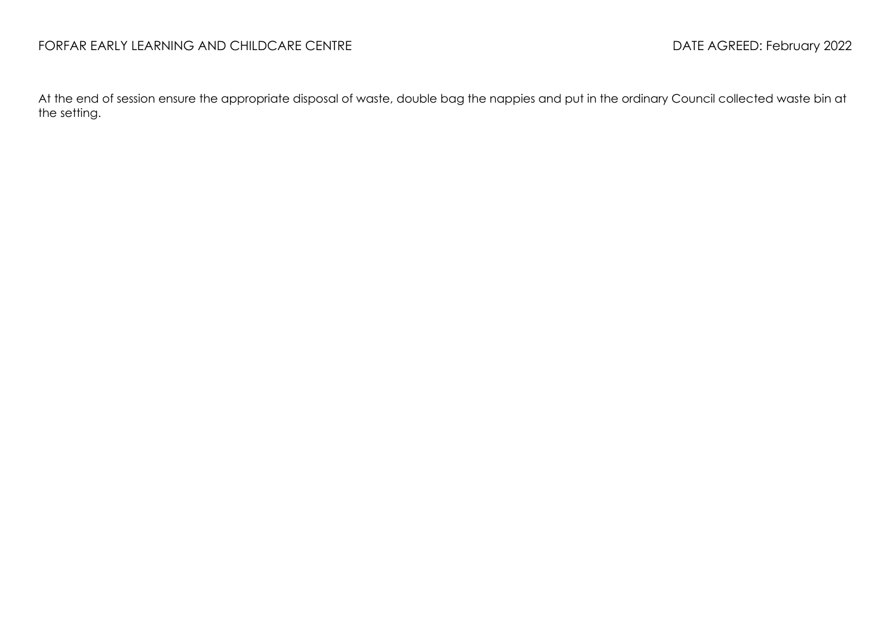At the end of session ensure the appropriate disposal of waste, double bag the nappies and put in the ordinary Council collected waste bin at the setting.